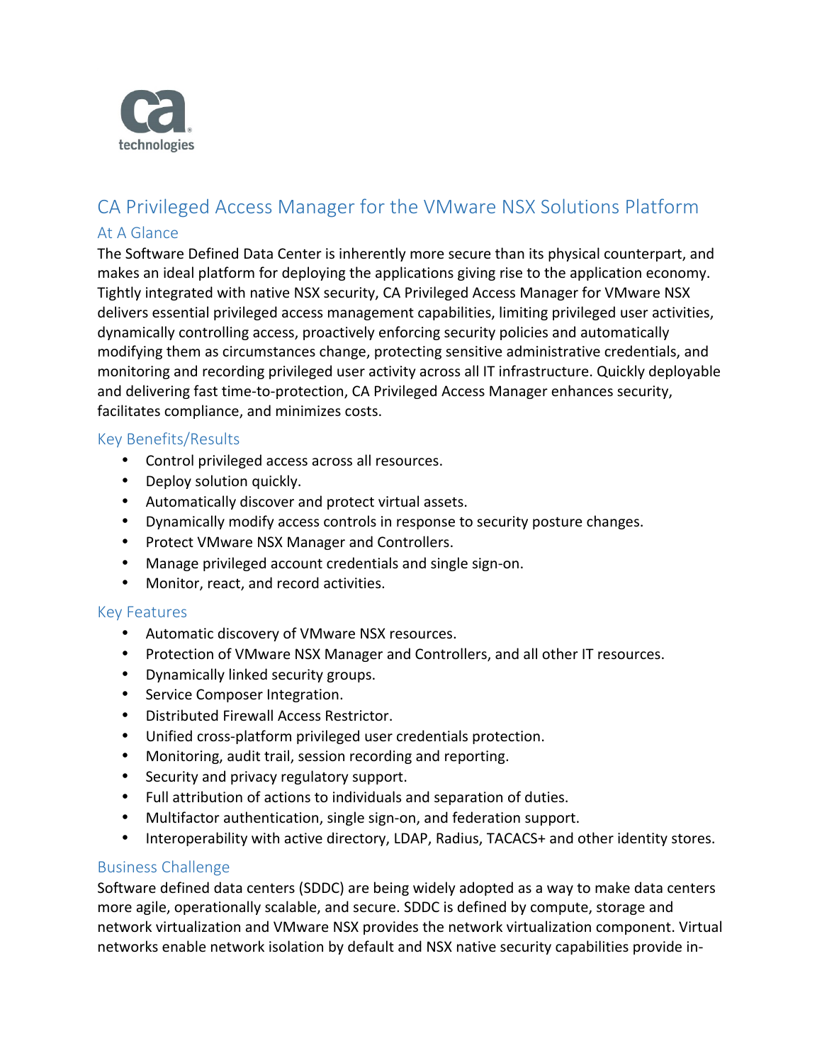ca technologies

# CA Privileged Access Manager for the VMware NSX Solutions Platform

## At A Glance

The Software Defined Data Center is inherently more secure than its physical counterpart, and makes an ideal platform for deploying the applications giving rise to the application economy. Tightly integrated with native NSX security, CA Privileged Access Manager for VMware NSX delivers essential privileged access management capabilities, limiting privileged user activities, dynamically controlling access, proactively enforcing security policies and automatically modifying them as circumstances change, protecting sensitive administrative credentials, and monitoring and recording privileged user activity across all IT infrastructure. Quickly deployable and delivering fast time-to-protection, CA Privileged Access Manager enhances security, facilitates compliance, and minimizes costs.

## Key Benefits/Results

- Control privileged access across all resources.
- Deploy solution quickly.
- Automatically discover and protect virtual assets.
- Dynamically modify access controls in response to security posture changes.
- Protect VMware NSX Manager and Controllers.
- Manage privileged account credentials and single sign-on.
- Monitor, react, and record activities.

## Key Features

- Automatic discovery of VMware NSX resources.
- Protection of VMware NSX Manager and Controllers, and all other IT resources.
- Dynamically linked security groups.
- Service Composer Integration.
- Distributed Firewall Access Restrictor.
- Unified cross-platform privileged user credentials protection.
- Monitoring, audit trail, session recording and reporting.
- Security and privacy regulatory support.
- Full attribution of actions to individuals and separation of duties.
- Multifactor authentication, single sign-on, and federation support.
- Interoperability with active directory, LDAP, Radius, TACACS+ and other identity stores.

## Business Challenge

Software defined data centers (SDDC) are being widely adopted as a way to make data centers more agile, operationally scalable, and secure. SDDC is defined by compute, storage and network virtualization and VMware NSX provides the network virtualization component. Virtual networks enable network isolation by default and NSX native security capabilities provide in-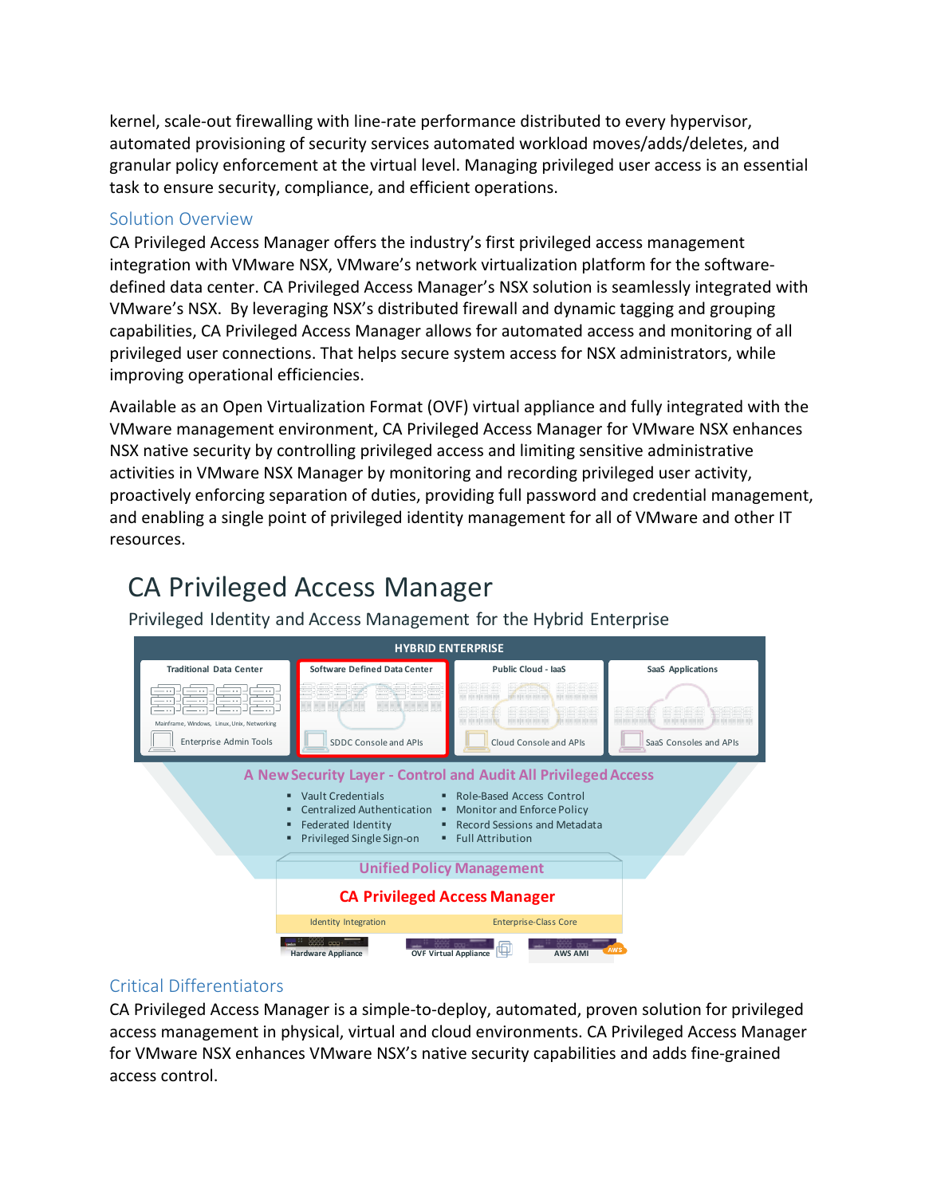kernel, scale-out firewalling with line-rate performance distributed to every hypervisor, automated provisioning of security services automated workload moves/adds/deletes, and granular policy enforcement at the virtual level. Managing privileged user access is an essential task to ensure security, compliance, and efficient operations.

## Solution Overview

CA Privileged Access Manager offers the industry's first privileged access management integration with VMware NSX, VMware's network virtualization platform for the software-defined data center. CA Privileged Access Manager's NSX solution is seamlessly integrated with VMware's NSX. By leveraging NSX's distributed firewall and dynamic tagging and grouping capabilities, CA Privileged Access Manager allows for automated access and monitoring of all privileged user connections. That helps secure system access for NSX administrators, while improving operational efficiencies.

Available as an Open Virtualization Format (OVF) virtual appliance and fully integrated with the VMware management environment, CA Privileged Access Manager for VMware NSX enhances NSX native security by controlling privileged access and limiting sensitive administrative activities in VMware NSX Manager by monitoring and recording privileged user activity, proactively enforcing separation of duties, providing full password and credential management, and enabling a single point of privileged identity management for all of VMware and other IT resources.

# CA Privileged Access Manager

Privileged Identity and Access Management for the Hybrid Enterprise

HYBRID ENTERPRISE

- Traditional Data Center — Mainframe, Windows, Linux, Unix, Networking — Enterprise Admin Tools
- Software Defined Data Center — SDDC Console and APIs
- Public Cloud - IaaS — Cloud Console and APIs
- SaaS Applications — SaaS Consoles and APIs

A New Security Layer - Control and Audit All Privileged Access

- Vault Credentials
- Centralized Authentication
- Federated Identity
- Privileged Single Sign-on
- Role-Based Access Control
- Monitor and Enforce Policy
- Record Sessions and Metadata
- Full Attribution

Unified Policy Management

CA Privileged Access Manager

Identity Integration | Enterprise-Class Core

Hardware Appliance | OVF Virtual Appliance | AWS AMI

## Critical Differentiators

CA Privileged Access Manager is a simple-to-deploy, automated, proven solution for privileged access management in physical, virtual and cloud environments. CA Privileged Access Manager for VMware NSX enhances VMware NSX's native security capabilities and adds fine-grained access control.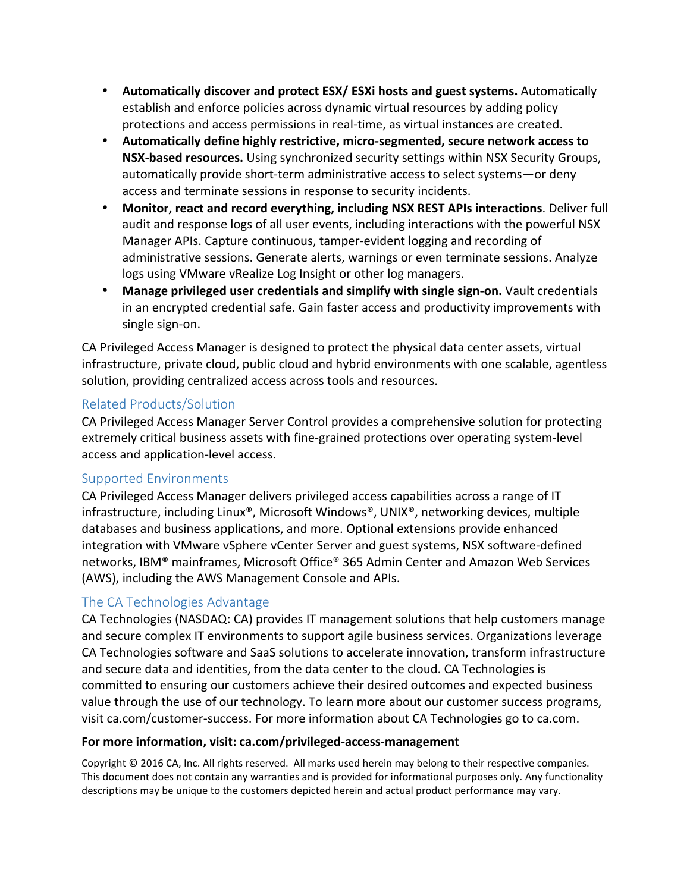- **Automatically discover and protect ESX/ ESXi hosts and guest systems.** Automatically establish and enforce policies across dynamic virtual resources by adding policy protections and access permissions in real-time, as virtual instances are created.
- **Automatically define highly restrictive, micro-segmented, secure network access to NSX-based resources.** Using synchronized security settings within NSX Security Groups, automatically provide short-term administrative access to select systems—or deny access and terminate sessions in response to security incidents.
- **Monitor, react and record everything, including NSX REST APIs interactions**. Deliver full audit and response logs of all user events, including interactions with the powerful NSX Manager APIs. Capture continuous, tamper-evident logging and recording of administrative sessions. Generate alerts, warnings or even terminate sessions. Analyze logs using VMware vRealize Log Insight or other log managers.
- **Manage privileged user credentials and simplify with single sign-on.** Vault credentials in an encrypted credential safe. Gain faster access and productivity improvements with single sign-on.

CA Privileged Access Manager is designed to protect the physical data center assets, virtual infrastructure, private cloud, public cloud and hybrid environments with one scalable, agentless solution, providing centralized access across tools and resources.

## Related Products/Solution

CA Privileged Access Manager Server Control provides a comprehensive solution for protecting extremely critical business assets with fine-grained protections over operating system-level access and application-level access.

## Supported Environments

CA Privileged Access Manager delivers privileged access capabilities across a range of IT infrastructure, including Linux®, Microsoft Windows®, UNIX®, networking devices, multiple databases and business applications, and more. Optional extensions provide enhanced integration with VMware vSphere vCenter Server and guest systems, NSX software-defined networks, IBM® mainframes, Microsoft Office® 365 Admin Center and Amazon Web Services (AWS), including the AWS Management Console and APIs.

## The CA Technologies Advantage

CA Technologies (NASDAQ: CA) provides IT management solutions that help customers manage and secure complex IT environments to support agile business services. Organizations leverage CA Technologies software and SaaS solutions to accelerate innovation, transform infrastructure and secure data and identities, from the data center to the cloud. CA Technologies is committed to ensuring our customers achieve their desired outcomes and expected business value through the use of our technology. To learn more about our customer success programs, visit ca.com/customer-success. For more information about CA Technologies go to ca.com.

**For more information, visit: ca.com/privileged-access-management**

Copyright © 2016 CA, Inc. All rights reserved. All marks used herein may belong to their respective companies. This document does not contain any warranties and is provided for informational purposes only. Any functionality descriptions may be unique to the customers depicted herein and actual product performance may vary.